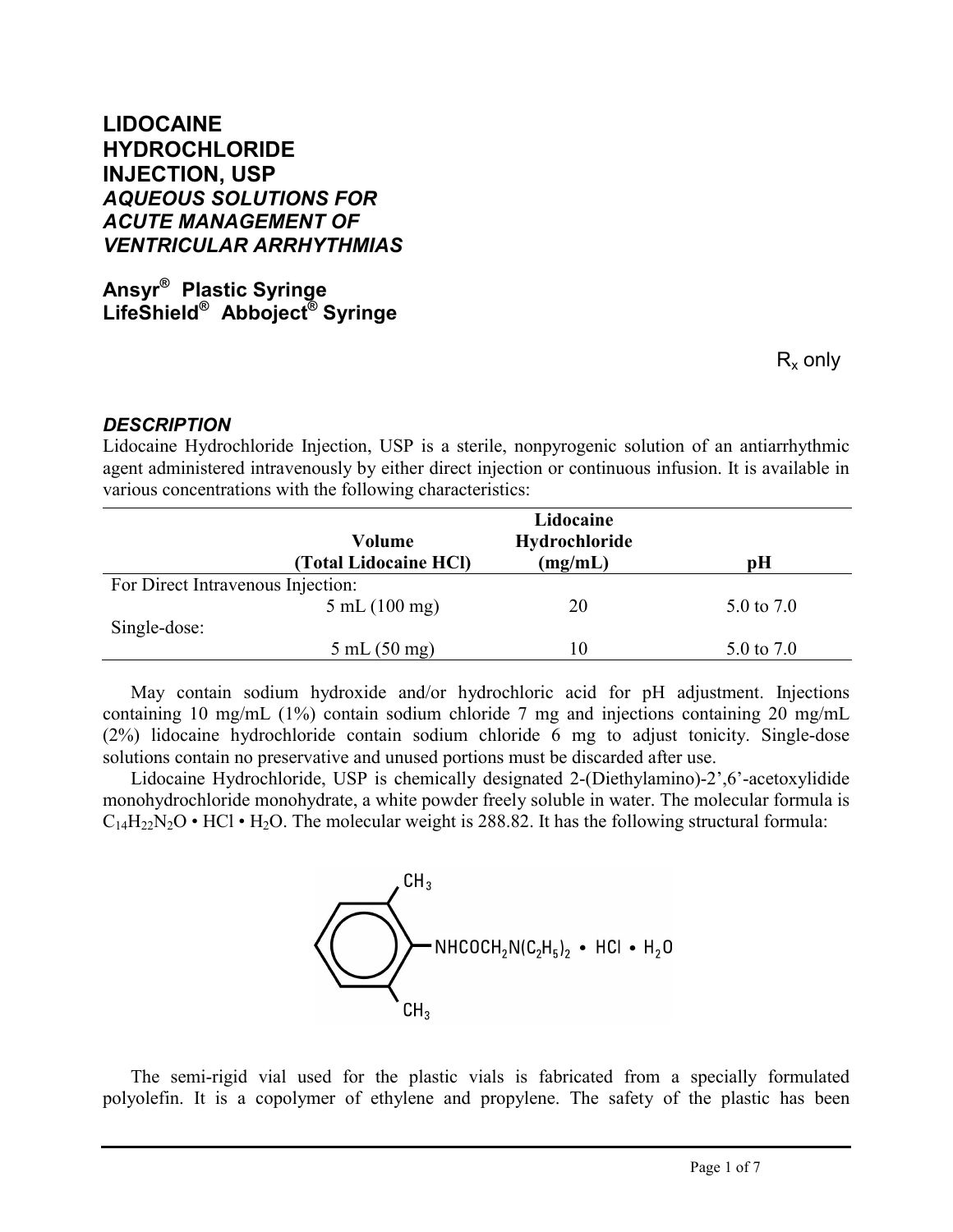# LIDOCAINE HYDROCHLORIDE INJECTION, USP
## *AQUEOUS SOLUTIONS FOR ACUTE MANAGEMENT OF VENTRICULAR ARRHYTHMIAS*

**Ansyr® Plastic Syringe**
**LifeShield® Abboject® Syringe**

$R_x$ only

### *DESCRIPTION*

Lidocaine Hydrochloride Injection, USP is a sterile, nonpyrogenic solution of an antiarrhythmic agent administered intravenously by either direct injection or continuous infusion. It is available in various concentrations with the following characteristics:

| | Volume (Total Lidocaine HCl) | Lidocaine Hydrochloride (mg/mL) | pH |
|---|---|---|---|
| For Direct Intravenous Injection: | | | |
| | 5 mL (100 mg) | 20 | 5.0 to 7.0 |
| Single-dose: | | | |
| | 5 mL (50 mg) | 10 | 5.0 to 7.0 |

May contain sodium hydroxide and/or hydrochloric acid for pH adjustment. Injections containing 10 mg/mL (1%) contain sodium chloride 7 mg and injections containing 20 mg/mL (2%) lidocaine hydrochloride contain sodium chloride 6 mg to adjust tonicity. Single-dose solutions contain no preservative and unused portions must be discarded after use.

Lidocaine Hydrochloride, USP is chemically designated 2-(Diethylamino)-2',6'-acetoxylidide monohydrochloride monohydrate, a white powder freely soluble in water. The molecular formula is $C_{14}H_{22}N_2O \cdot HCl \cdot H_2O$. The molecular weight is 288.82. It has the following structural formula:

$CH_3$ / $NHCOCH_2N(C_2H_5)_2 \cdot HCl \cdot H_2O$ / $CH_3$

The semi-rigid vial used for the plastic vials is fabricated from a specially formulated polyolefin. It is a copolymer of ethylene and propylene. The safety of the plastic has been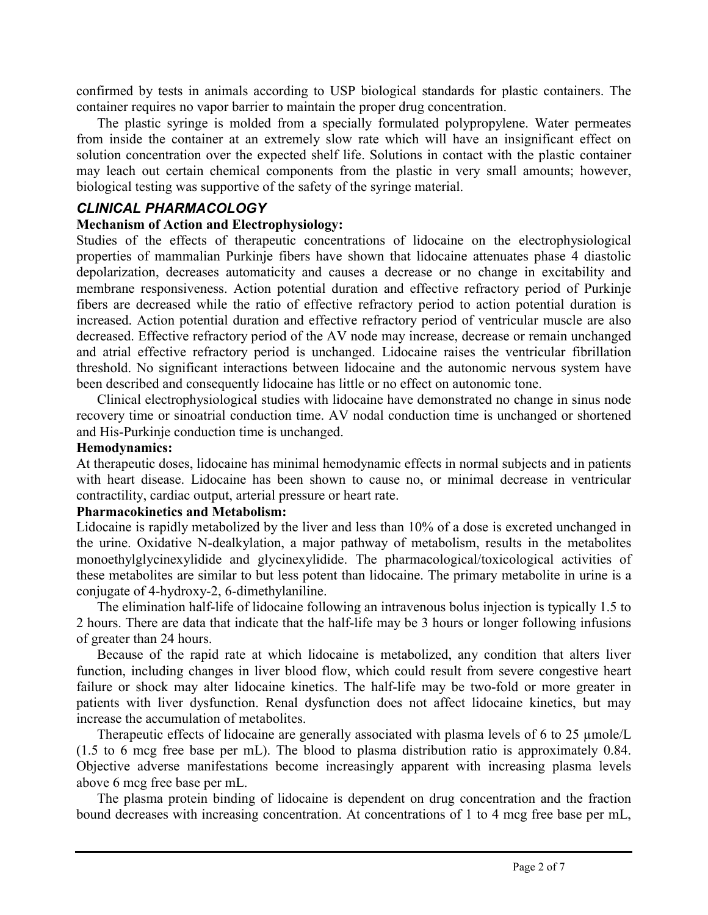confirmed by tests in animals according to USP biological standards for plastic containers. The container requires no vapor barrier to maintain the proper drug concentration.

The plastic syringe is molded from a specially formulated polypropylene. Water permeates from inside the container at an extremely slow rate which will have an insignificant effect on solution concentration over the expected shelf life. Solutions in contact with the plastic container may leach out certain chemical components from the plastic in very small amounts; however, biological testing was supportive of the safety of the syringe material.

## *CLINICAL PHARMACOLOGY*

**Mechanism of Action and Electrophysiology:**

Studies of the effects of therapeutic concentrations of lidocaine on the electrophysiological properties of mammalian Purkinje fibers have shown that lidocaine attenuates phase 4 diastolic depolarization, decreases automaticity and causes a decrease or no change in excitability and membrane responsiveness. Action potential duration and effective refractory period of Purkinje fibers are decreased while the ratio of effective refractory period to action potential duration is increased. Action potential duration and effective refractory period of ventricular muscle are also decreased. Effective refractory period of the AV node may increase, decrease or remain unchanged and atrial effective refractory period is unchanged. Lidocaine raises the ventricular fibrillation threshold. No significant interactions between lidocaine and the autonomic nervous system have been described and consequently lidocaine has little or no effect on autonomic tone.

Clinical electrophysiological studies with lidocaine have demonstrated no change in sinus node recovery time or sinoatrial conduction time. AV nodal conduction time is unchanged or shortened and His-Purkinje conduction time is unchanged.

**Hemodynamics:**

At therapeutic doses, lidocaine has minimal hemodynamic effects in normal subjects and in patients with heart disease. Lidocaine has been shown to cause no, or minimal decrease in ventricular contractility, cardiac output, arterial pressure or heart rate.

**Pharmacokinetics and Metabolism:**

Lidocaine is rapidly metabolized by the liver and less than 10% of a dose is excreted unchanged in the urine. Oxidative N-dealkylation, a major pathway of metabolism, results in the metabolites monoethylglycinexylidide and glycinexylidide. The pharmacological/toxicological activities of these metabolites are similar to but less potent than lidocaine. The primary metabolite in urine is a conjugate of 4-hydroxy-2, 6-dimethylaniline.

The elimination half-life of lidocaine following an intravenous bolus injection is typically 1.5 to 2 hours. There are data that indicate that the half-life may be 3 hours or longer following infusions of greater than 24 hours.

Because of the rapid rate at which lidocaine is metabolized, any condition that alters liver function, including changes in liver blood flow, which could result from severe congestive heart failure or shock may alter lidocaine kinetics. The half-life may be two-fold or more greater in patients with liver dysfunction. Renal dysfunction does not affect lidocaine kinetics, but may increase the accumulation of metabolites.

Therapeutic effects of lidocaine are generally associated with plasma levels of 6 to 25 µmole/L (1.5 to 6 mcg free base per mL). The blood to plasma distribution ratio is approximately 0.84. Objective adverse manifestations become increasingly apparent with increasing plasma levels above 6 mcg free base per mL.

The plasma protein binding of lidocaine is dependent on drug concentration and the fraction bound decreases with increasing concentration. At concentrations of 1 to 4 mcg free base per mL,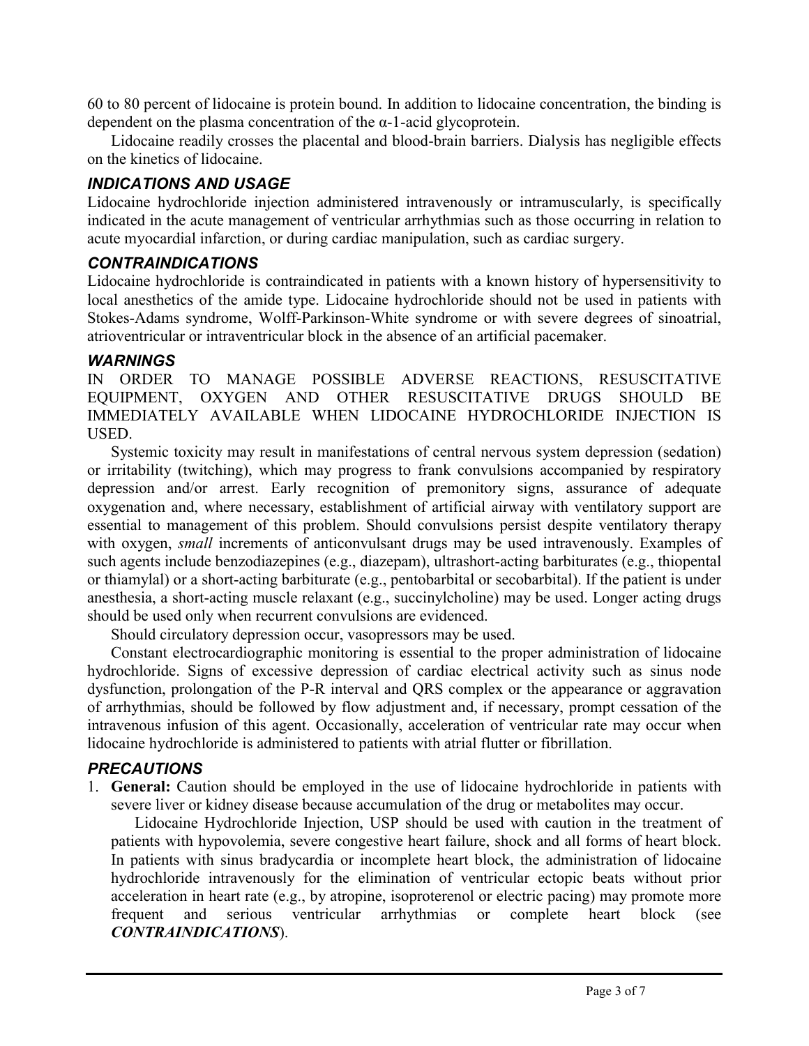60 to 80 percent of lidocaine is protein bound. In addition to lidocaine concentration, the binding is dependent on the plasma concentration of the α-1-acid glycoprotein.

Lidocaine readily crosses the placental and blood-brain barriers. Dialysis has negligible effects on the kinetics of lidocaine.

### *INDICATIONS AND USAGE*

Lidocaine hydrochloride injection administered intravenously or intramuscularly, is specifically indicated in the acute management of ventricular arrhythmias such as those occurring in relation to acute myocardial infarction, or during cardiac manipulation, such as cardiac surgery.

### *CONTRAINDICATIONS*

Lidocaine hydrochloride is contraindicated in patients with a known history of hypersensitivity to local anesthetics of the amide type. Lidocaine hydrochloride should not be used in patients with Stokes-Adams syndrome, Wolff-Parkinson-White syndrome or with severe degrees of sinoatrial, atrioventricular or intraventricular block in the absence of an artificial pacemaker.

### *WARNINGS*

IN ORDER TO MANAGE POSSIBLE ADVERSE REACTIONS, RESUSCITATIVE EQUIPMENT, OXYGEN AND OTHER RESUSCITATIVE DRUGS SHOULD BE IMMEDIATELY AVAILABLE WHEN LIDOCAINE HYDROCHLORIDE INJECTION IS USED.

Systemic toxicity may result in manifestations of central nervous system depression (sedation) or irritability (twitching), which may progress to frank convulsions accompanied by respiratory depression and/or arrest. Early recognition of premonitory signs, assurance of adequate oxygenation and, where necessary, establishment of artificial airway with ventilatory support are essential to management of this problem. Should convulsions persist despite ventilatory therapy with oxygen, *small* increments of anticonvulsant drugs may be used intravenously. Examples of such agents include benzodiazepines (e.g., diazepam), ultrashort-acting barbiturates (e.g., thiopental or thiamylal) or a short-acting barbiturate (e.g., pentobarbital or secobarbital). If the patient is under anesthesia, a short-acting muscle relaxant (e.g., succinylcholine) may be used. Longer acting drugs should be used only when recurrent convulsions are evidenced.

Should circulatory depression occur, vasopressors may be used.

Constant electrocardiographic monitoring is essential to the proper administration of lidocaine hydrochloride. Signs of excessive depression of cardiac electrical activity such as sinus node dysfunction, prolongation of the P-R interval and QRS complex or the appearance or aggravation of arrhythmias, should be followed by flow adjustment and, if necessary, prompt cessation of the intravenous infusion of this agent. Occasionally, acceleration of ventricular rate may occur when lidocaine hydrochloride is administered to patients with atrial flutter or fibrillation.

### *PRECAUTIONS*

1. **General:** Caution should be employed in the use of lidocaine hydrochloride in patients with severe liver or kidney disease because accumulation of the drug or metabolites may occur.

   Lidocaine Hydrochloride Injection, USP should be used with caution in the treatment of patients with hypovolemia, severe congestive heart failure, shock and all forms of heart block. In patients with sinus bradycardia or incomplete heart block, the administration of lidocaine hydrochloride intravenously for the elimination of ventricular ectopic beats without prior acceleration in heart rate (e.g., by atropine, isoproterenol or electric pacing) may promote more frequent and serious ventricular arrhythmias or complete heart block (see ***CONTRAINDICATIONS***).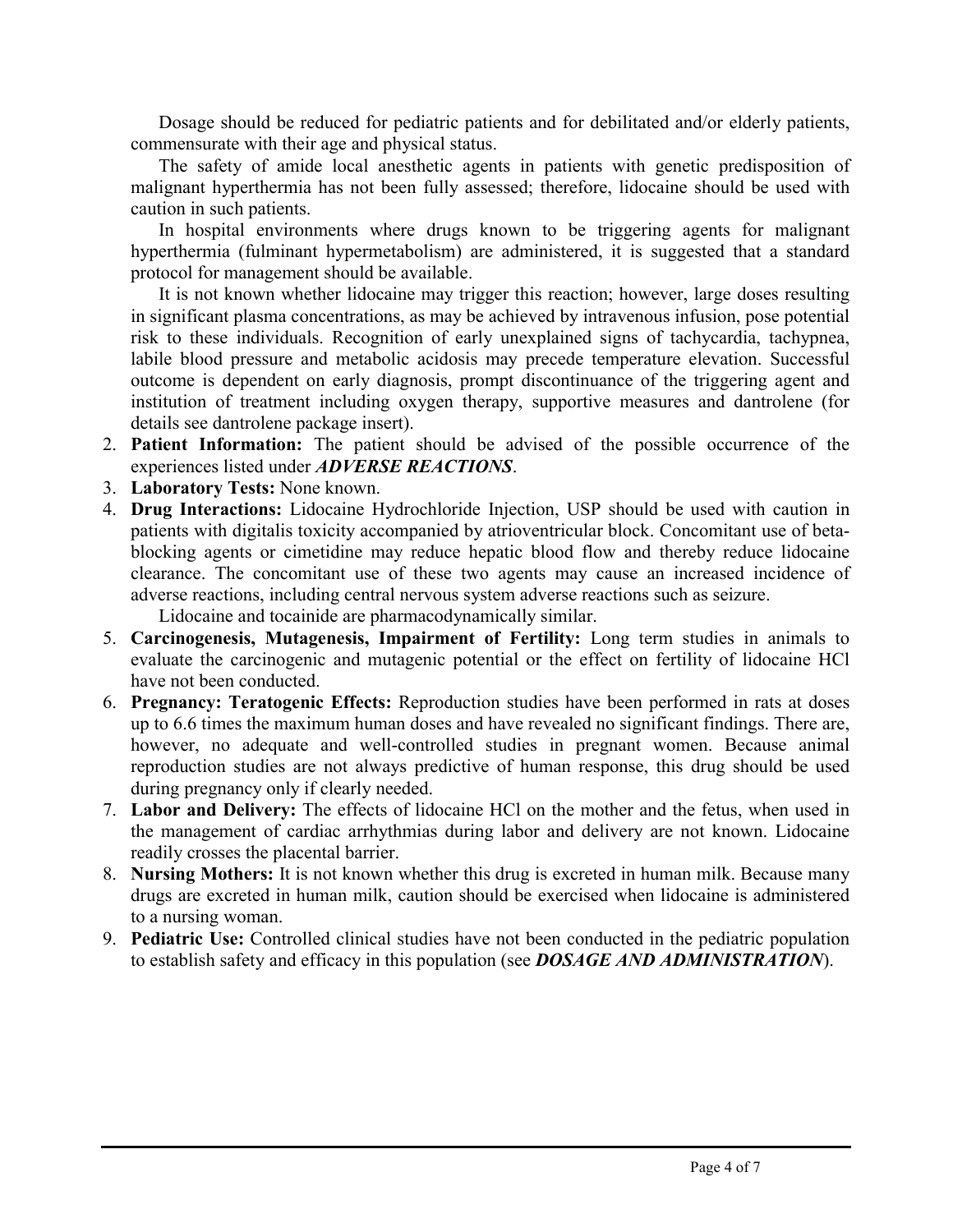Dosage should be reduced for pediatric patients and for debilitated and/or elderly patients, commensurate with their age and physical status.

The safety of amide local anesthetic agents in patients with genetic predisposition of malignant hyperthermia has not been fully assessed; therefore, lidocaine should be used with caution in such patients.

In hospital environments where drugs known to be triggering agents for malignant hyperthermia (fulminant hypermetabolism) are administered, it is suggested that a standard protocol for management should be available.

It is not known whether lidocaine may trigger this reaction; however, large doses resulting in significant plasma concentrations, as may be achieved by intravenous infusion, pose potential risk to these individuals. Recognition of early unexplained signs of tachycardia, tachypnea, labile blood pressure and metabolic acidosis may precede temperature elevation. Successful outcome is dependent on early diagnosis, prompt discontinuance of the triggering agent and institution of treatment including oxygen therapy, supportive measures and dantrolene (for details see dantrolene package insert).

2. **Patient Information:** The patient should be advised of the possible occurrence of the experiences listed under ***ADVERSE REACTIONS***.
3. **Laboratory Tests:** None known.
4. **Drug Interactions:** Lidocaine Hydrochloride Injection, USP should be used with caution in patients with digitalis toxicity accompanied by atrioventricular block. Concomitant use of beta-blocking agents or cimetidine may reduce hepatic blood flow and thereby reduce lidocaine clearance. The concomitant use of these two agents may cause an increased incidence of adverse reactions, including central nervous system adverse reactions such as seizure.

   Lidocaine and tocainide are pharmacodynamically similar.
5. **Carcinogenesis, Mutagenesis, Impairment of Fertility:** Long term studies in animals to evaluate the carcinogenic and mutagenic potential or the effect on fertility of lidocaine HCl have not been conducted.
6. **Pregnancy: Teratogenic Effects:** Reproduction studies have been performed in rats at doses up to 6.6 times the maximum human doses and have revealed no significant findings. There are, however, no adequate and well-controlled studies in pregnant women. Because animal reproduction studies are not always predictive of human response, this drug should be used during pregnancy only if clearly needed.
7. **Labor and Delivery:** The effects of lidocaine HCl on the mother and the fetus, when used in the management of cardiac arrhythmias during labor and delivery are not known. Lidocaine readily crosses the placental barrier.
8. **Nursing Mothers:** It is not known whether this drug is excreted in human milk. Because many drugs are excreted in human milk, caution should be exercised when lidocaine is administered to a nursing woman.
9. **Pediatric Use:** Controlled clinical studies have not been conducted in the pediatric population to establish safety and efficacy in this population (see ***DOSAGE AND ADMINISTRATION***).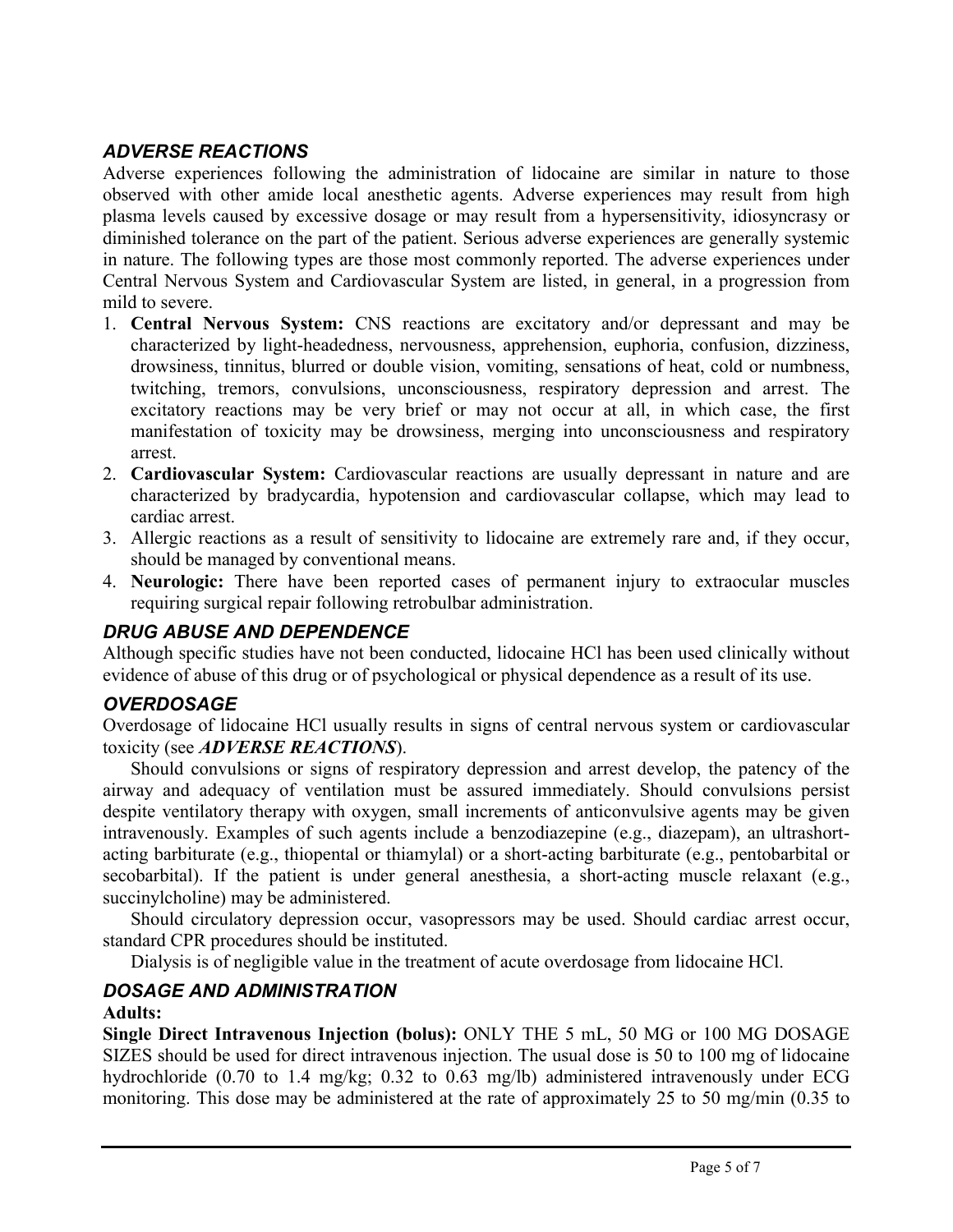## *ADVERSE REACTIONS*

Adverse experiences following the administration of lidocaine are similar in nature to those observed with other amide local anesthetic agents. Adverse experiences may result from high plasma levels caused by excessive dosage or may result from a hypersensitivity, idiosyncrasy or diminished tolerance on the part of the patient. Serious adverse experiences are generally systemic in nature. The following types are those most commonly reported. The adverse experiences under Central Nervous System and Cardiovascular System are listed, in general, in a progression from mild to severe.

1. **Central Nervous System:** CNS reactions are excitatory and/or depressant and may be characterized by light-headedness, nervousness, apprehension, euphoria, confusion, dizziness, drowsiness, tinnitus, blurred or double vision, vomiting, sensations of heat, cold or numbness, twitching, tremors, convulsions, unconsciousness, respiratory depression and arrest. The excitatory reactions may be very brief or may not occur at all, in which case, the first manifestation of toxicity may be drowsiness, merging into unconsciousness and respiratory arrest.
2. **Cardiovascular System:** Cardiovascular reactions are usually depressant in nature and are characterized by bradycardia, hypotension and cardiovascular collapse, which may lead to cardiac arrest.
3. Allergic reactions as a result of sensitivity to lidocaine are extremely rare and, if they occur, should be managed by conventional means.
4. **Neurologic:** There have been reported cases of permanent injury to extraocular muscles requiring surgical repair following retrobulbar administration.

## *DRUG ABUSE AND DEPENDENCE*

Although specific studies have not been conducted, lidocaine HCl has been used clinically without evidence of abuse of this drug or of psychological or physical dependence as a result of its use.

## *OVERDOSAGE*

Overdosage of lidocaine HCl usually results in signs of central nervous system or cardiovascular toxicity (see ***ADVERSE REACTIONS***).

Should convulsions or signs of respiratory depression and arrest develop, the patency of the airway and adequacy of ventilation must be assured immediately. Should convulsions persist despite ventilatory therapy with oxygen, small increments of anticonvulsive agents may be given intravenously. Examples of such agents include a benzodiazepine (e.g., diazepam), an ultrashort-acting barbiturate (e.g., thiopental or thiamylal) or a short-acting barbiturate (e.g., pentobarbital or secobarbital). If the patient is under general anesthesia, a short-acting muscle relaxant (e.g., succinylcholine) may be administered.

Should circulatory depression occur, vasopressors may be used. Should cardiac arrest occur, standard CPR procedures should be instituted.

Dialysis is of negligible value in the treatment of acute overdosage from lidocaine HCl.

## *DOSAGE AND ADMINISTRATION*

**Adults:**

**Single Direct Intravenous Injection (bolus):** ONLY THE 5 mL, 50 MG or 100 MG DOSAGE SIZES should be used for direct intravenous injection. The usual dose is 50 to 100 mg of lidocaine hydrochloride (0.70 to 1.4 mg/kg; 0.32 to 0.63 mg/lb) administered intravenously under ECG monitoring. This dose may be administered at the rate of approximately 25 to 50 mg/min (0.35 to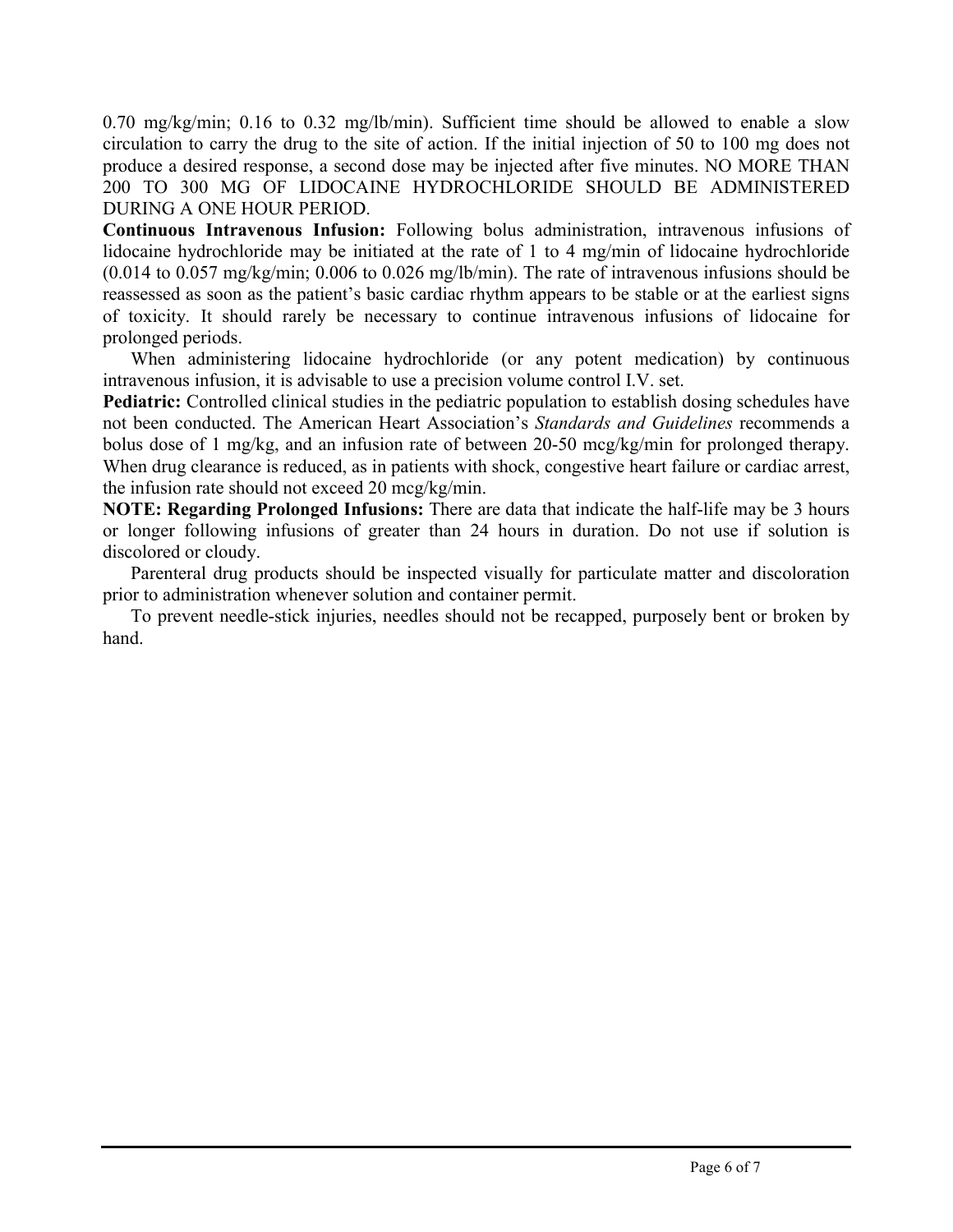0.70 mg/kg/min; 0.16 to 0.32 mg/lb/min). Sufficient time should be allowed to enable a slow circulation to carry the drug to the site of action. If the initial injection of 50 to 100 mg does not produce a desired response, a second dose may be injected after five minutes. NO MORE THAN 200 TO 300 MG OF LIDOCAINE HYDROCHLORIDE SHOULD BE ADMINISTERED DURING A ONE HOUR PERIOD.

**Continuous Intravenous Infusion:** Following bolus administration, intravenous infusions of lidocaine hydrochloride may be initiated at the rate of 1 to 4 mg/min of lidocaine hydrochloride (0.014 to 0.057 mg/kg/min; 0.006 to 0.026 mg/lb/min). The rate of intravenous infusions should be reassessed as soon as the patient's basic cardiac rhythm appears to be stable or at the earliest signs of toxicity. It should rarely be necessary to continue intravenous infusions of lidocaine for prolonged periods.

When administering lidocaine hydrochloride (or any potent medication) by continuous intravenous infusion, it is advisable to use a precision volume control I.V. set.

**Pediatric:** Controlled clinical studies in the pediatric population to establish dosing schedules have not been conducted. The American Heart Association's *Standards and Guidelines* recommends a bolus dose of 1 mg/kg, and an infusion rate of between 20-50 mcg/kg/min for prolonged therapy. When drug clearance is reduced, as in patients with shock, congestive heart failure or cardiac arrest, the infusion rate should not exceed 20 mcg/kg/min.

**NOTE: Regarding Prolonged Infusions:** There are data that indicate the half-life may be 3 hours or longer following infusions of greater than 24 hours in duration. Do not use if solution is discolored or cloudy.

Parenteral drug products should be inspected visually for particulate matter and discoloration prior to administration whenever solution and container permit.

To prevent needle-stick injuries, needles should not be recapped, purposely bent or broken by hand.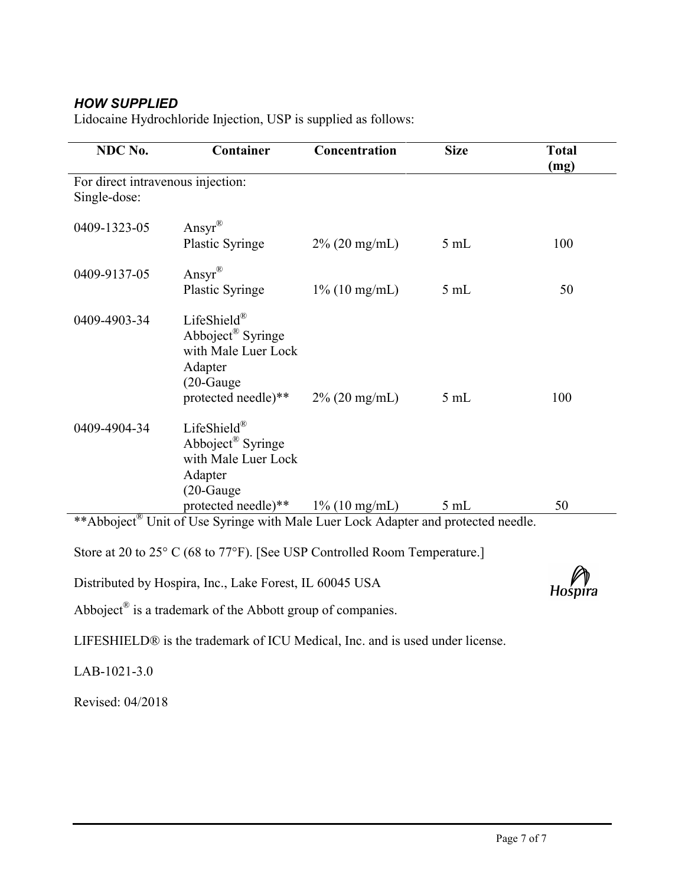### *HOW SUPPLIED*

Lidocaine Hydrochloride Injection, USP is supplied as follows:

| NDC No. | Container | Concentration | Size | Total (mg) |
|---|---|---|---|---|
| For direct intravenous injection: Single-dose: | | | | |
| 0409-1323-05 | Ansyr® Plastic Syringe | 2% (20 mg/mL) | 5 mL | 100 |
| 0409-9137-05 | Ansyr® Plastic Syringe | 1% (10 mg/mL) | 5 mL | 50 |
| 0409-4903-34 | LifeShield® Abboject® Syringe with Male Luer Lock Adapter (20-Gauge protected needle)** | 2% (20 mg/mL) | 5 mL | 100 |
| 0409-4904-34 | LifeShield® Abboject® Syringe with Male Luer Lock Adapter (20-Gauge protected needle)** | 1% (10 mg/mL) | 5 mL | 50 |

**Abboject® Unit of Use Syringe with Male Luer Lock Adapter and protected needle.

Store at 20 to 25° C (68 to 77°F). [See USP Controlled Room Temperature.]

Distributed by Hospira, Inc., Lake Forest, IL 60045 USA

Hospira

Abboject® is a trademark of the Abbott group of companies.

LIFESHIELD® is the trademark of ICU Medical, Inc. and is used under license.

LAB-1021-3.0

Revised: 04/2018